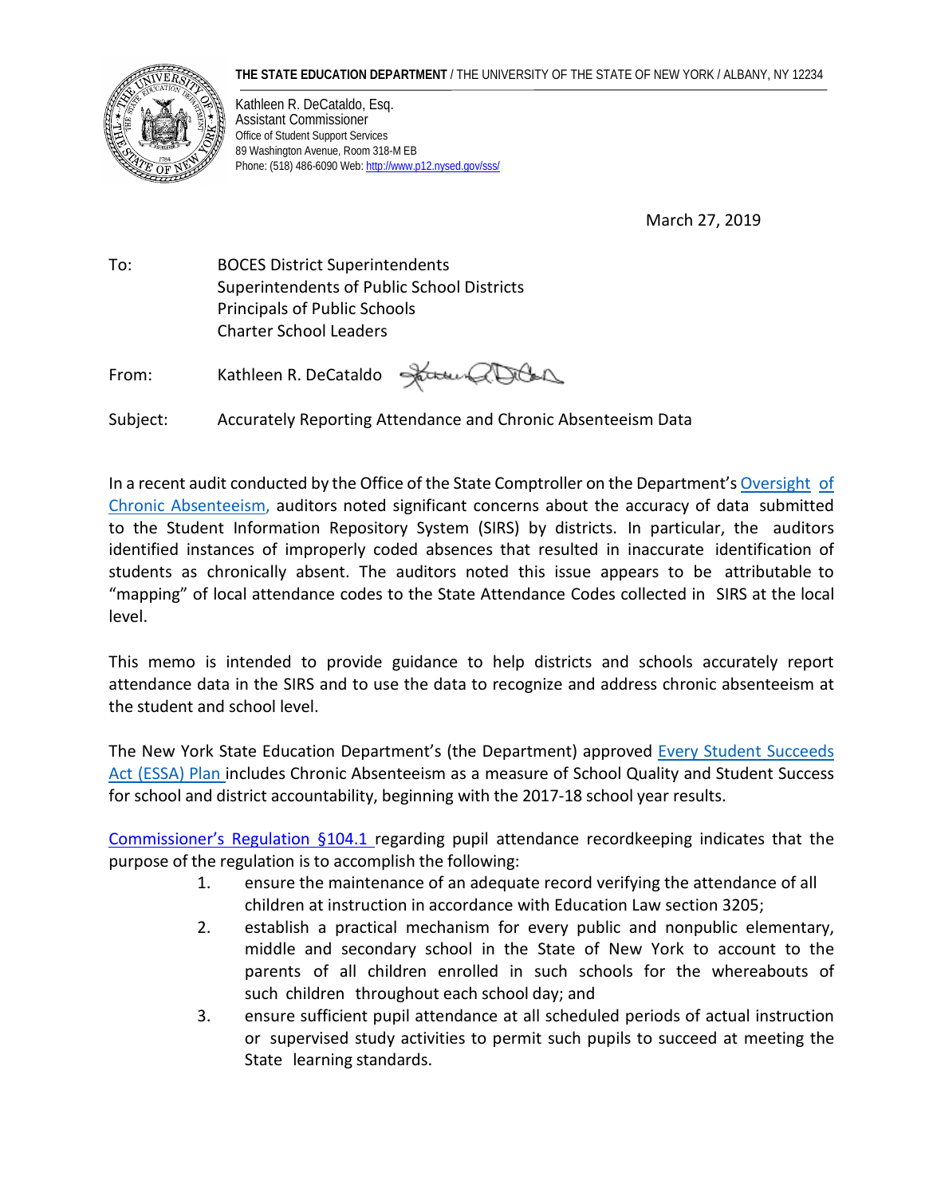**THE STATE EDUCATION DEPARTMENT** / THE UNIVERSITY OF THE STATE OF NEW YORK / ALBANY, NY 12234

Kathleen R. DeCataldo, Esq.
Assistant Commissioner
Office of Student Support Services
89 Washington Avenue, Room 318-M EB
Phone: (518) 486-6090 Web: http://www.p12.nysed.gov/sss/

March 27, 2019

To: BOCES District Superintendents
Superintendents of Public School Districts
Principals of Public Schools
Charter School Leaders

From: Kathleen R. DeCataldo

Subject: Accurately Reporting Attendance and Chronic Absenteeism Data

In a recent audit conducted by the Office of the State Comptroller on the Department's Oversight of Chronic Absenteeism, auditors noted significant concerns about the accuracy of data submitted to the Student Information Repository System (SIRS) by districts. In particular, the auditors identified instances of improperly coded absences that resulted in inaccurate identification of students as chronically absent. The auditors noted this issue appears to be attributable to "mapping" of local attendance codes to the State Attendance Codes collected in SIRS at the local level.

This memo is intended to provide guidance to help districts and schools accurately report attendance data in the SIRS and to use the data to recognize and address chronic absenteeism at the student and school level.

The New York State Education Department's (the Department) approved Every Student Succeeds Act (ESSA) Plan includes Chronic Absenteeism as a measure of School Quality and Student Success for school and district accountability, beginning with the 2017-18 school year results.

Commissioner's Regulation §104.1 regarding pupil attendance recordkeeping indicates that the purpose of the regulation is to accomplish the following:

1. ensure the maintenance of an adequate record verifying the attendance of all children at instruction in accordance with Education Law section 3205;
2. establish a practical mechanism for every public and nonpublic elementary, middle and secondary school in the State of New York to account to the parents of all children enrolled in such schools for the whereabouts of such children throughout each school day; and
3. ensure sufficient pupil attendance at all scheduled periods of actual instruction or supervised study activities to permit such pupils to succeed at meeting the State learning standards.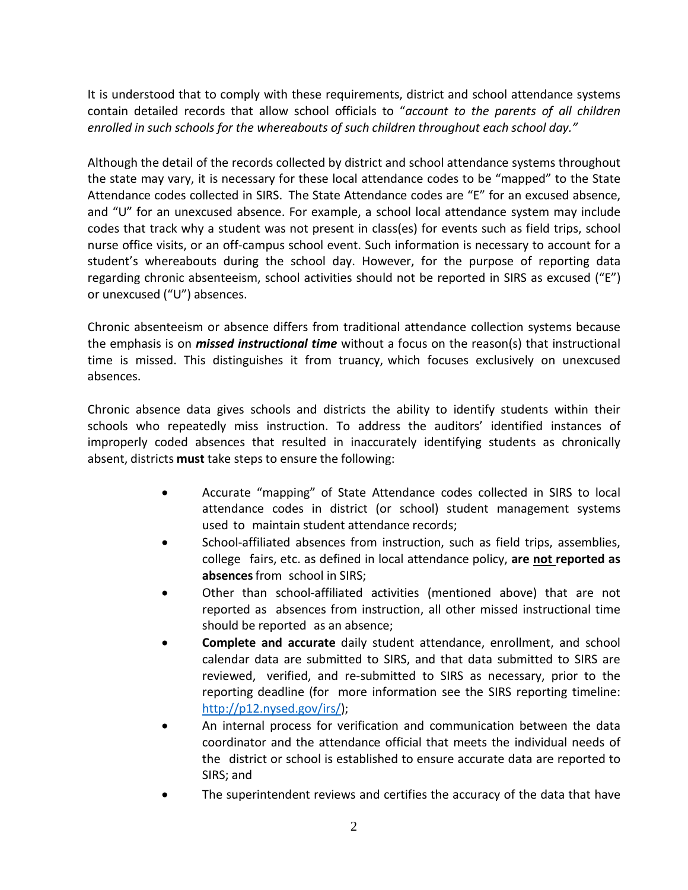It is understood that to comply with these requirements, district and school attendance systems contain detailed records that allow school officials to "*account to the parents of all children enrolled in such schools for the whereabouts of such children throughout each school day."*

Although the detail of the records collected by district and school attendance systems throughout the state may vary, it is necessary for these local attendance codes to be "mapped" to the State Attendance codes collected in SIRS. The State Attendance codes are "E" for an excused absence, and "U" for an unexcused absence. For example, a school local attendance system may include codes that track why a student was not present in class(es) for events such as field trips, school nurse office visits, or an off-campus school event. Such information is necessary to account for a student's whereabouts during the school day. However, for the purpose of reporting data regarding chronic absenteeism, school activities should not be reported in SIRS as excused ("E") or unexcused ("U") absences.

Chronic absenteeism or absence differs from traditional attendance collection systems because the emphasis is on ***missed instructional time*** without a focus on the reason(s) that instructional time is missed. This distinguishes it from truancy, which focuses exclusively on unexcused absences.

Chronic absence data gives schools and districts the ability to identify students within their schools who repeatedly miss instruction. To address the auditors' identified instances of improperly coded absences that resulted in inaccurately identifying students as chronically absent, districts **must** take steps to ensure the following:

- Accurate "mapping" of State Attendance codes collected in SIRS to local attendance codes in district (or school) student management systems used to maintain student attendance records;
- School-affiliated absences from instruction, such as field trips, assemblies, college fairs, etc. as defined in local attendance policy, **are <u>not</u> reported as absences** from school in SIRS;
- Other than school-affiliated activities (mentioned above) that are not reported as absences from instruction, all other missed instructional time should be reported as an absence;
- **Complete and accurate** daily student attendance, enrollment, and school calendar data are submitted to SIRS, and that data submitted to SIRS are reviewed, verified, and re-submitted to SIRS as necessary, prior to the reporting deadline (for more information see the SIRS reporting timeline: http://p12.nysed.gov/irs/);
- An internal process for verification and communication between the data coordinator and the attendance official that meets the individual needs of the district or school is established to ensure accurate data are reported to SIRS; and
- The superintendent reviews and certifies the accuracy of the data that have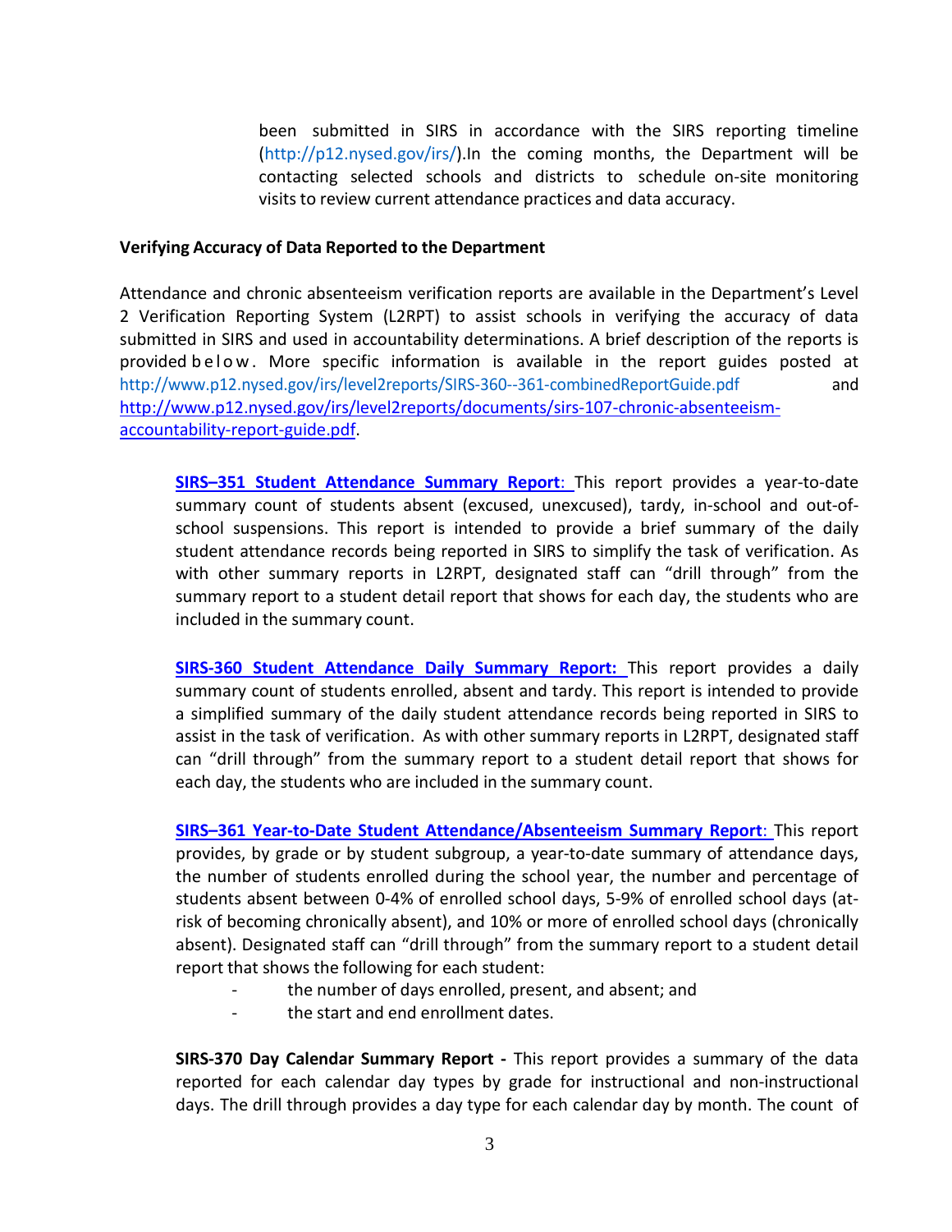been submitted in SIRS in accordance with the SIRS reporting timeline (http://p12.nysed.gov/irs/).In the coming months, the Department will be contacting selected schools and districts to schedule on-site monitoring visits to review current attendance practices and data accuracy.

**Verifying Accuracy of Data Reported to the Department**

Attendance and chronic absenteeism verification reports are available in the Department's Level 2 Verification Reporting System (L2RPT) to assist schools in verifying the accuracy of data submitted in SIRS and used in accountability determinations. A brief description of the reports is provided below. More specific information is available in the report guides posted at http://www.p12.nysed.gov/irs/level2reports/SIRS-360--361-combinedReportGuide.pdf and http://www.p12.nysed.gov/irs/level2reports/documents/sirs-107-chronic-absenteeism-accountability-report-guide.pdf.

**SIRS–351 Student Attendance Summary Report**: This report provides a year-to-date summary count of students absent (excused, unexcused), tardy, in-school and out-of-school suspensions. This report is intended to provide a brief summary of the daily student attendance records being reported in SIRS to simplify the task of verification. As with other summary reports in L2RPT, designated staff can "drill through" from the summary report to a student detail report that shows for each day, the students who are included in the summary count.

**SIRS-360 Student Attendance Daily Summary Report:** This report provides a daily summary count of students enrolled, absent and tardy. This report is intended to provide a simplified summary of the daily student attendance records being reported in SIRS to assist in the task of verification. As with other summary reports in L2RPT, designated staff can "drill through" from the summary report to a student detail report that shows for each day, the students who are included in the summary count.

**SIRS–361 Year-to-Date Student Attendance/Absenteeism Summary Report**: This report provides, by grade or by student subgroup, a year-to-date summary of attendance days, the number of students enrolled during the school year, the number and percentage of students absent between 0-4% of enrolled school days, 5-9% of enrolled school days (at-risk of becoming chronically absent), and 10% or more of enrolled school days (chronically absent). Designated staff can "drill through" from the summary report to a student detail report that shows the following for each student:

- the number of days enrolled, present, and absent; and
- the start and end enrollment dates.

**SIRS-370 Day Calendar Summary Report -** This report provides a summary of the data reported for each calendar day types by grade for instructional and non-instructional days. The drill through provides a day type for each calendar day by month. The count of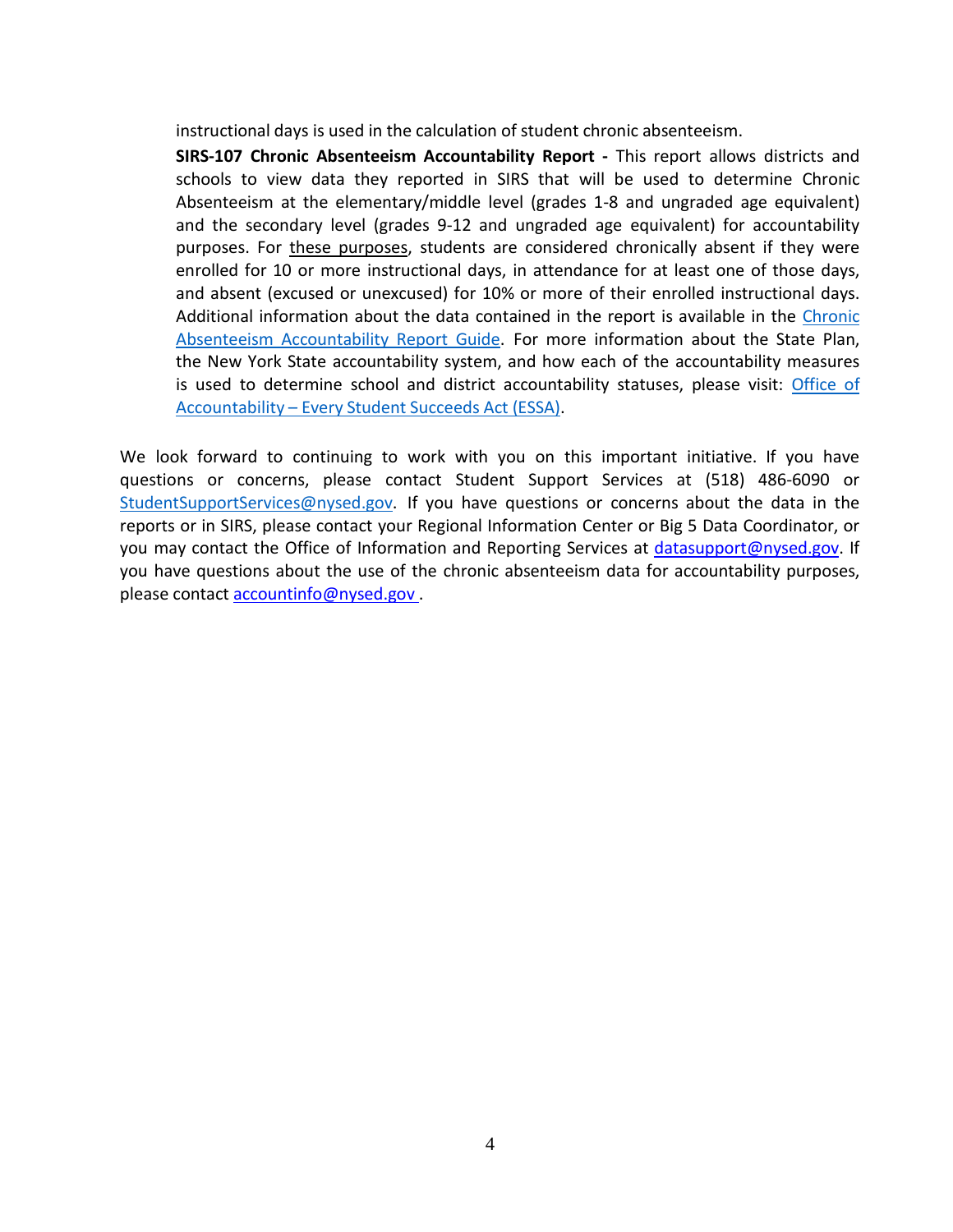instructional days is used in the calculation of student chronic absenteeism.

**SIRS-107 Chronic Absenteeism Accountability Report -** This report allows districts and schools to view data they reported in SIRS that will be used to determine Chronic Absenteeism at the elementary/middle level (grades 1-8 and ungraded age equivalent) and the secondary level (grades 9-12 and ungraded age equivalent) for accountability purposes. For these purposes, students are considered chronically absent if they were enrolled for 10 or more instructional days, in attendance for at least one of those days, and absent (excused or unexcused) for 10% or more of their enrolled instructional days. Additional information about the data contained in the report is available in the Chronic Absenteeism Accountability Report Guide. For more information about the State Plan, the New York State accountability system, and how each of the accountability measures is used to determine school and district accountability statuses, please visit: Office of Accountability – Every Student Succeeds Act (ESSA).

We look forward to continuing to work with you on this important initiative. If you have questions or concerns, please contact Student Support Services at (518) 486-6090 or StudentSupportServices@nysed.gov. If you have questions or concerns about the data in the reports or in SIRS, please contact your Regional Information Center or Big 5 Data Coordinator, or you may contact the Office of Information and Reporting Services at datasupport@nysed.gov. If you have questions about the use of the chronic absenteeism data for accountability purposes, please contact accountinfo@nysed.gov .